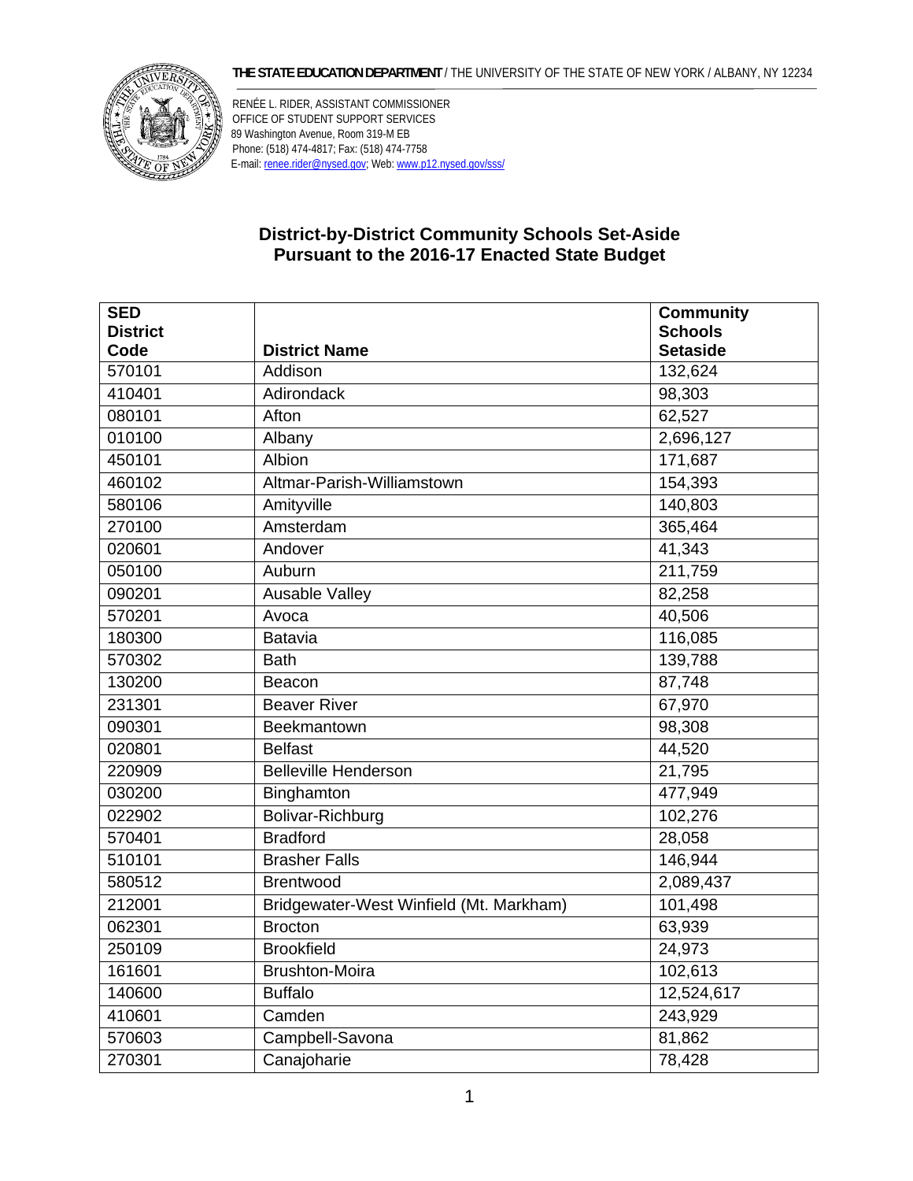**THE STATE EDUCATION DEPARTMENT** / THE UNIVERSITY OF THE STATE OF NEW YORK / ALBANY, NY 12234

RENÉE L. RIDER, ASSISTANT COMMISSIONER
OFFICE OF STUDENT SUPPORT SERVICES
89 Washington Avenue, Room 319-M EB
Phone: (518) 474-4817; Fax: (518) 474-7758
E-mail: renee.rider@nysed.gov; Web: www.p12.nysed.gov/sss/

## District-by-District Community Schools Set-Aside Pursuant to the 2016-17 Enacted State Budget

| SED District Code | District Name | Community Schools Setaside |
|---|---|---|
| 570101 | Addison | 132,624 |
| 410401 | Adirondack | 98,303 |
| 080101 | Afton | 62,527 |
| 010100 | Albany | 2,696,127 |
| 450101 | Albion | 171,687 |
| 460102 | Altmar-Parish-Williamstown | 154,393 |
| 580106 | Amityville | 140,803 |
| 270100 | Amsterdam | 365,464 |
| 020601 | Andover | 41,343 |
| 050100 | Auburn | 211,759 |
| 090201 | Ausable Valley | 82,258 |
| 570201 | Avoca | 40,506 |
| 180300 | Batavia | 116,085 |
| 570302 | Bath | 139,788 |
| 130200 | Beacon | 87,748 |
| 231301 | Beaver River | 67,970 |
| 090301 | Beekmantown | 98,308 |
| 020801 | Belfast | 44,520 |
| 220909 | Belleville Henderson | 21,795 |
| 030200 | Binghamton | 477,949 |
| 022902 | Bolivar-Richburg | 102,276 |
| 570401 | Bradford | 28,058 |
| 510101 | Brasher Falls | 146,944 |
| 580512 | Brentwood | 2,089,437 |
| 212001 | Bridgewater-West Winfield (Mt. Markham) | 101,498 |
| 062301 | Brocton | 63,939 |
| 250109 | Brookfield | 24,973 |
| 161601 | Brushton-Moira | 102,613 |
| 140600 | Buffalo | 12,524,617 |
| 410601 | Camden | 243,929 |
| 570603 | Campbell-Savona | 81,862 |
| 270301 | Canajoharie | 78,428 |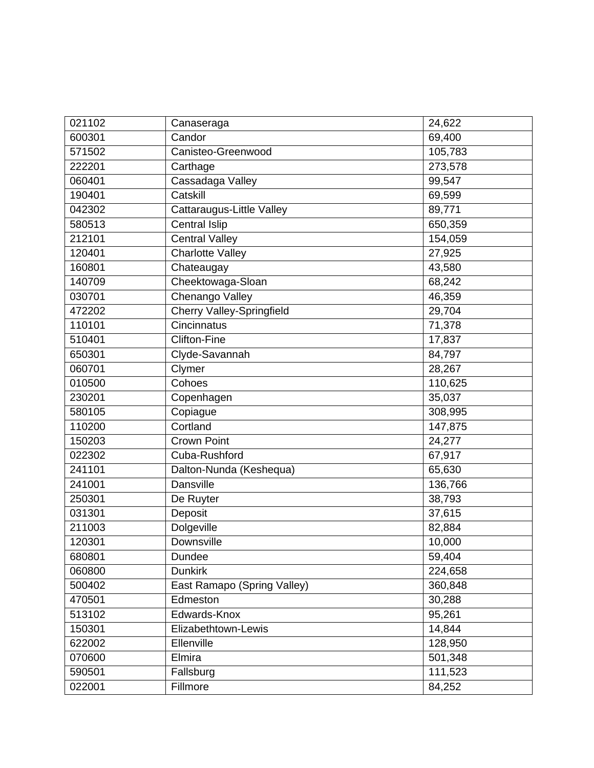| | | |
|---|---|---|
| 021102 | Canaseraga | 24,622 |
| 600301 | Candor | 69,400 |
| 571502 | Canisteo-Greenwood | 105,783 |
| 222201 | Carthage | 273,578 |
| 060401 | Cassadaga Valley | 99,547 |
| 190401 | Catskill | 69,599 |
| 042302 | Cattaraugus-Little Valley | 89,771 |
| 580513 | Central Islip | 650,359 |
| 212101 | Central Valley | 154,059 |
| 120401 | Charlotte Valley | 27,925 |
| 160801 | Chateaugay | 43,580 |
| 140709 | Cheektowaga-Sloan | 68,242 |
| 030701 | Chenango Valley | 46,359 |
| 472202 | Cherry Valley-Springfield | 29,704 |
| 110101 | Cincinnatus | 71,378 |
| 510401 | Clifton-Fine | 17,837 |
| 650301 | Clyde-Savannah | 84,797 |
| 060701 | Clymer | 28,267 |
| 010500 | Cohoes | 110,625 |
| 230201 | Copenhagen | 35,037 |
| 580105 | Copiague | 308,995 |
| 110200 | Cortland | 147,875 |
| 150203 | Crown Point | 24,277 |
| 022302 | Cuba-Rushford | 67,917 |
| 241101 | Dalton-Nunda (Keshequa) | 65,630 |
| 241001 | Dansville | 136,766 |
| 250301 | De Ruyter | 38,793 |
| 031301 | Deposit | 37,615 |
| 211003 | Dolgeville | 82,884 |
| 120301 | Downsville | 10,000 |
| 680801 | Dundee | 59,404 |
| 060800 | Dunkirk | 224,658 |
| 500402 | East Ramapo (Spring Valley) | 360,848 |
| 470501 | Edmeston | 30,288 |
| 513102 | Edwards-Knox | 95,261 |
| 150301 | Elizabethtown-Lewis | 14,844 |
| 622002 | Ellenville | 128,950 |
| 070600 | Elmira | 501,348 |
| 590501 | Fallsburg | 111,523 |
| 022001 | Fillmore | 84,252 |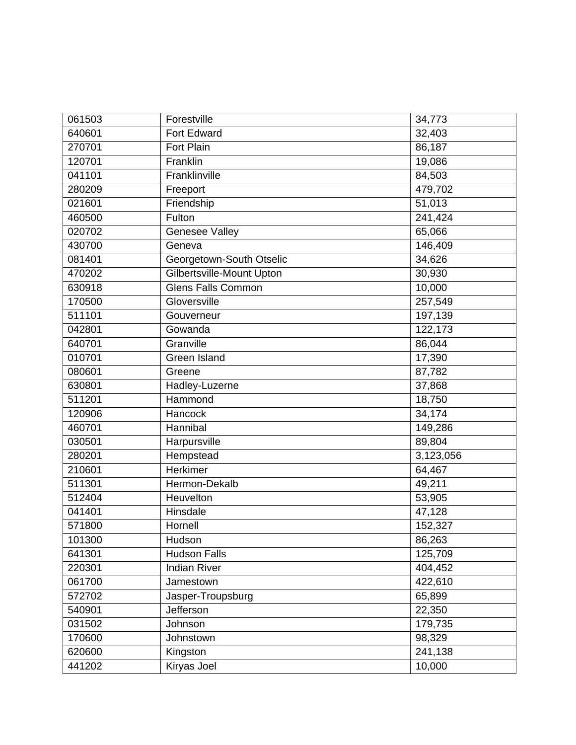| | | |
|---|---|---|
| 061503 | Forestville | 34,773 |
| 640601 | Fort Edward | 32,403 |
| 270701 | Fort Plain | 86,187 |
| 120701 | Franklin | 19,086 |
| 041101 | Franklinville | 84,503 |
| 280209 | Freeport | 479,702 |
| 021601 | Friendship | 51,013 |
| 460500 | Fulton | 241,424 |
| 020702 | Genesee Valley | 65,066 |
| 430700 | Geneva | 146,409 |
| 081401 | Georgetown-South Otselic | 34,626 |
| 470202 | Gilbertsville-Mount Upton | 30,930 |
| 630918 | Glens Falls Common | 10,000 |
| 170500 | Gloversville | 257,549 |
| 511101 | Gouverneur | 197,139 |
| 042801 | Gowanda | 122,173 |
| 640701 | Granville | 86,044 |
| 010701 | Green Island | 17,390 |
| 080601 | Greene | 87,782 |
| 630801 | Hadley-Luzerne | 37,868 |
| 511201 | Hammond | 18,750 |
| 120906 | Hancock | 34,174 |
| 460701 | Hannibal | 149,286 |
| 030501 | Harpursville | 89,804 |
| 280201 | Hempstead | 3,123,056 |
| 210601 | Herkimer | 64,467 |
| 511301 | Hermon-Dekalb | 49,211 |
| 512404 | Heuvelton | 53,905 |
| 041401 | Hinsdale | 47,128 |
| 571800 | Hornell | 152,327 |
| 101300 | Hudson | 86,263 |
| 641301 | Hudson Falls | 125,709 |
| 220301 | Indian River | 404,452 |
| 061700 | Jamestown | 422,610 |
| 572702 | Jasper-Troupsburg | 65,899 |
| 540901 | Jefferson | 22,350 |
| 031502 | Johnson | 179,735 |
| 170600 | Johnstown | 98,329 |
| 620600 | Kingston | 241,138 |
| 441202 | Kiryas Joel | 10,000 |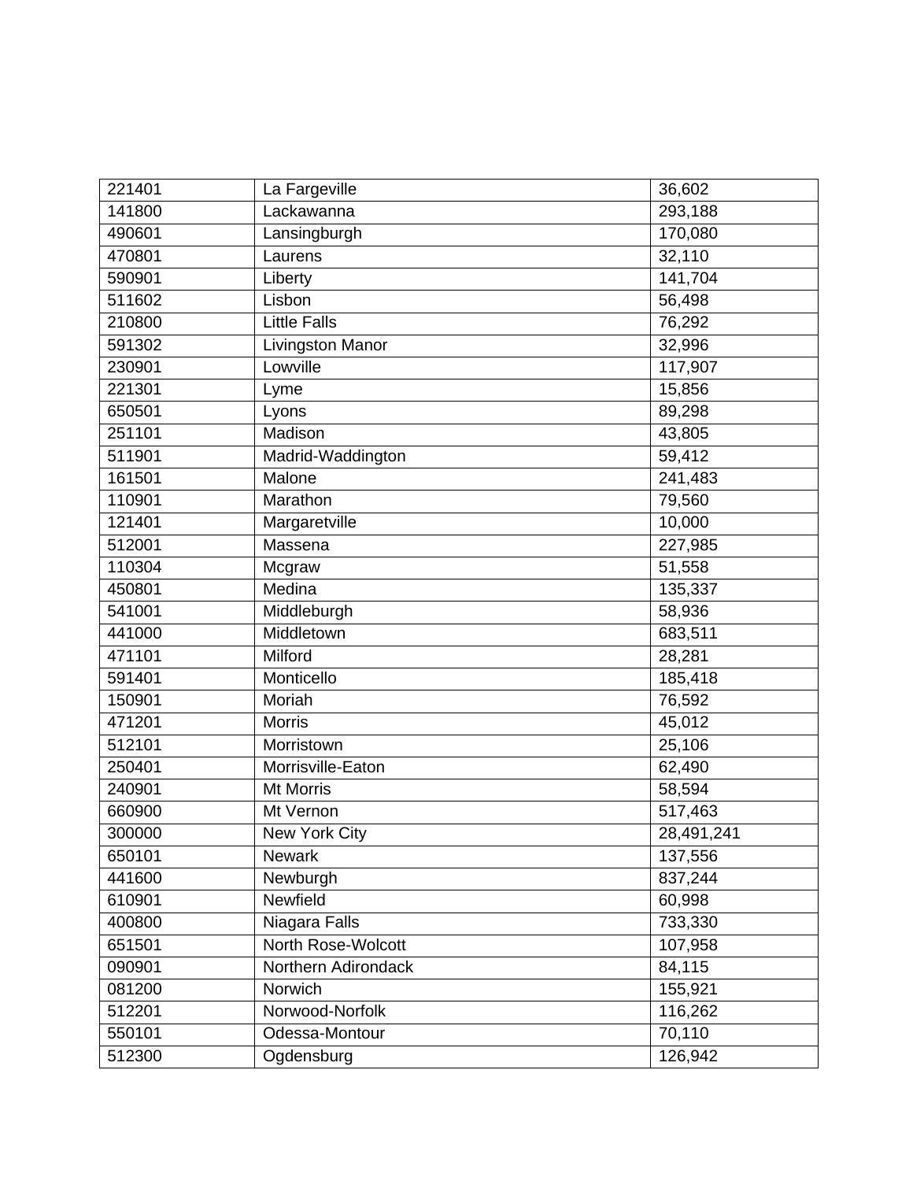| | | |
|---|---|---|
| 221401 | La Fargeville | 36,602 |
| 141800 | Lackawanna | 293,188 |
| 490601 | Lansingburgh | 170,080 |
| 470801 | Laurens | 32,110 |
| 590901 | Liberty | 141,704 |
| 511602 | Lisbon | 56,498 |
| 210800 | Little Falls | 76,292 |
| 591302 | Livingston Manor | 32,996 |
| 230901 | Lowville | 117,907 |
| 221301 | Lyme | 15,856 |
| 650501 | Lyons | 89,298 |
| 251101 | Madison | 43,805 |
| 511901 | Madrid-Waddington | 59,412 |
| 161501 | Malone | 241,483 |
| 110901 | Marathon | 79,560 |
| 121401 | Margaretville | 10,000 |
| 512001 | Massena | 227,985 |
| 110304 | Mcgraw | 51,558 |
| 450801 | Medina | 135,337 |
| 541001 | Middleburgh | 58,936 |
| 441000 | Middletown | 683,511 |
| 471101 | Milford | 28,281 |
| 591401 | Monticello | 185,418 |
| 150901 | Moriah | 76,592 |
| 471201 | Morris | 45,012 |
| 512101 | Morristown | 25,106 |
| 250401 | Morrisville-Eaton | 62,490 |
| 240901 | Mt Morris | 58,594 |
| 660900 | Mt Vernon | 517,463 |
| 300000 | New York City | 28,491,241 |
| 650101 | Newark | 137,556 |
| 441600 | Newburgh | 837,244 |
| 610901 | Newfield | 60,998 |
| 400800 | Niagara Falls | 733,330 |
| 651501 | North Rose-Wolcott | 107,958 |
| 090901 | Northern Adirondack | 84,115 |
| 081200 | Norwich | 155,921 |
| 512201 | Norwood-Norfolk | 116,262 |
| 550101 | Odessa-Montour | 70,110 |
| 512300 | Ogdensburg | 126,942 |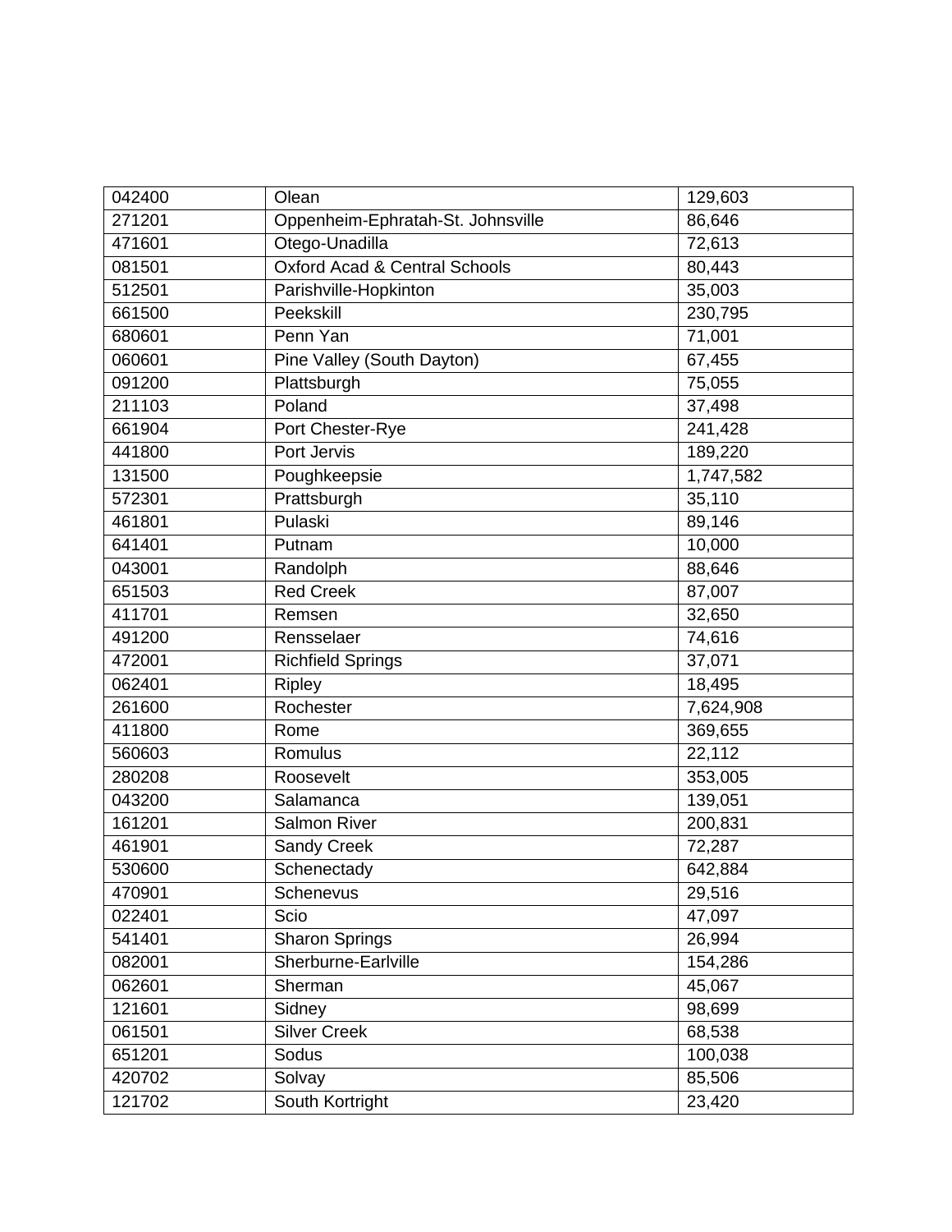| | | |
|---|---|---|
| 042400 | Olean | 129,603 |
| 271201 | Oppenheim-Ephratah-St. Johnsville | 86,646 |
| 471601 | Otego-Unadilla | 72,613 |
| 081501 | Oxford Acad & Central Schools | 80,443 |
| 512501 | Parishville-Hopkinton | 35,003 |
| 661500 | Peekskill | 230,795 |
| 680601 | Penn Yan | 71,001 |
| 060601 | Pine Valley (South Dayton) | 67,455 |
| 091200 | Plattsburgh | 75,055 |
| 211103 | Poland | 37,498 |
| 661904 | Port Chester-Rye | 241,428 |
| 441800 | Port Jervis | 189,220 |
| 131500 | Poughkeepsie | 1,747,582 |
| 572301 | Prattsburgh | 35,110 |
| 461801 | Pulaski | 89,146 |
| 641401 | Putnam | 10,000 |
| 043001 | Randolph | 88,646 |
| 651503 | Red Creek | 87,007 |
| 411701 | Remsen | 32,650 |
| 491200 | Rensselaer | 74,616 |
| 472001 | Richfield Springs | 37,071 |
| 062401 | Ripley | 18,495 |
| 261600 | Rochester | 7,624,908 |
| 411800 | Rome | 369,655 |
| 560603 | Romulus | 22,112 |
| 280208 | Roosevelt | 353,005 |
| 043200 | Salamanca | 139,051 |
| 161201 | Salmon River | 200,831 |
| 461901 | Sandy Creek | 72,287 |
| 530600 | Schenectady | 642,884 |
| 470901 | Schenevus | 29,516 |
| 022401 | Scio | 47,097 |
| 541401 | Sharon Springs | 26,994 |
| 082001 | Sherburne-Earlville | 154,286 |
| 062601 | Sherman | 45,067 |
| 121601 | Sidney | 98,699 |
| 061501 | Silver Creek | 68,538 |
| 651201 | Sodus | 100,038 |
| 420702 | Solvay | 85,506 |
| 121702 | South Kortright | 23,420 |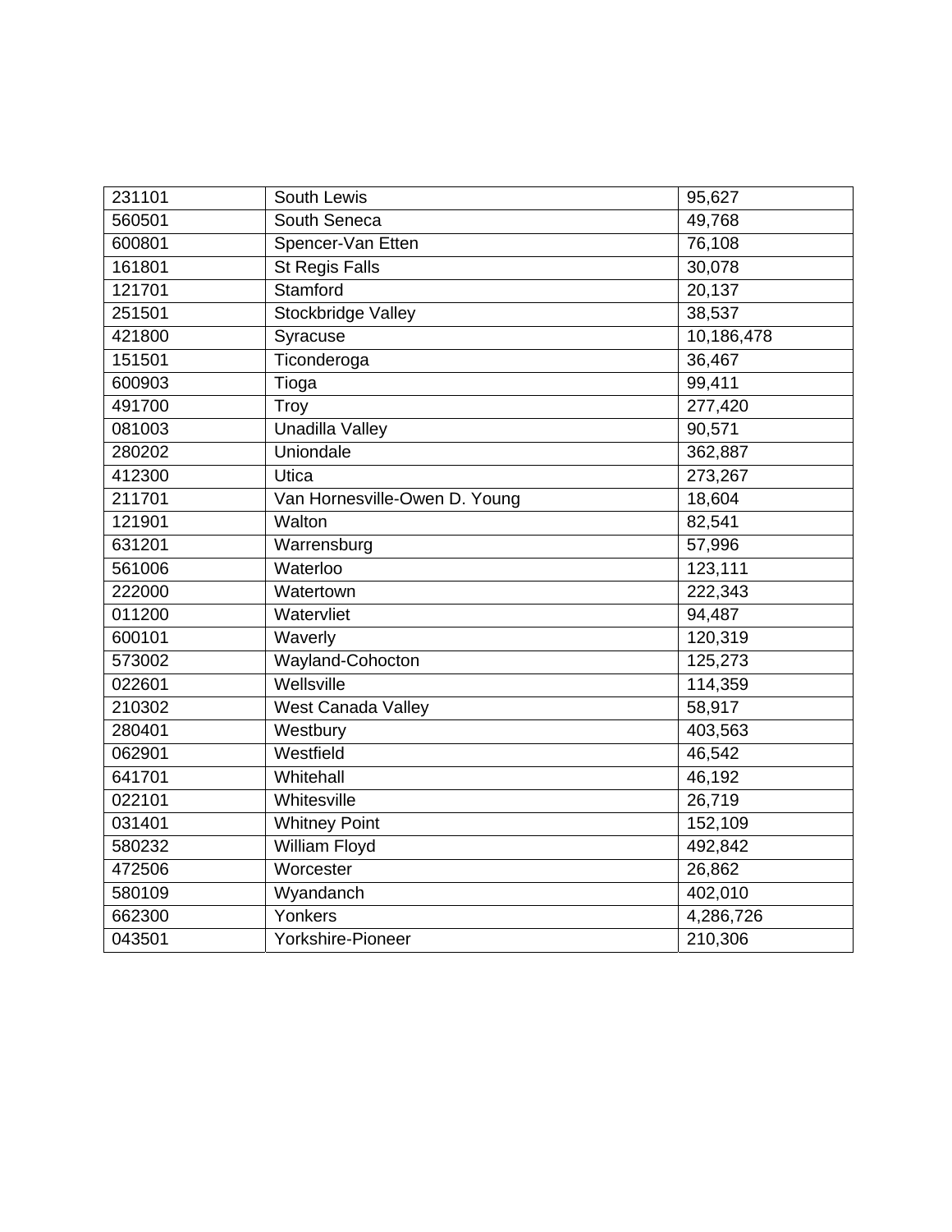| | | |
|---|---|---|
| 231101 | South Lewis | 95,627 |
| 560501 | South Seneca | 49,768 |
| 600801 | Spencer-Van Etten | 76,108 |
| 161801 | St Regis Falls | 30,078 |
| 121701 | Stamford | 20,137 |
| 251501 | Stockbridge Valley | 38,537 |
| 421800 | Syracuse | 10,186,478 |
| 151501 | Ticonderoga | 36,467 |
| 600903 | Tioga | 99,411 |
| 491700 | Troy | 277,420 |
| 081003 | Unadilla Valley | 90,571 |
| 280202 | Uniondale | 362,887 |
| 412300 | Utica | 273,267 |
| 211701 | Van Hornesville-Owen D. Young | 18,604 |
| 121901 | Walton | 82,541 |
| 631201 | Warrensburg | 57,996 |
| 561006 | Waterloo | 123,111 |
| 222000 | Watertown | 222,343 |
| 011200 | Watervliet | 94,487 |
| 600101 | Waverly | 120,319 |
| 573002 | Wayland-Cohocton | 125,273 |
| 022601 | Wellsville | 114,359 |
| 210302 | West Canada Valley | 58,917 |
| 280401 | Westbury | 403,563 |
| 062901 | Westfield | 46,542 |
| 641701 | Whitehall | 46,192 |
| 022101 | Whitesville | 26,719 |
| 031401 | Whitney Point | 152,109 |
| 580232 | William Floyd | 492,842 |
| 472506 | Worcester | 26,862 |
| 580109 | Wyandanch | 402,010 |
| 662300 | Yonkers | 4,286,726 |
| 043501 | Yorkshire-Pioneer | 210,306 |